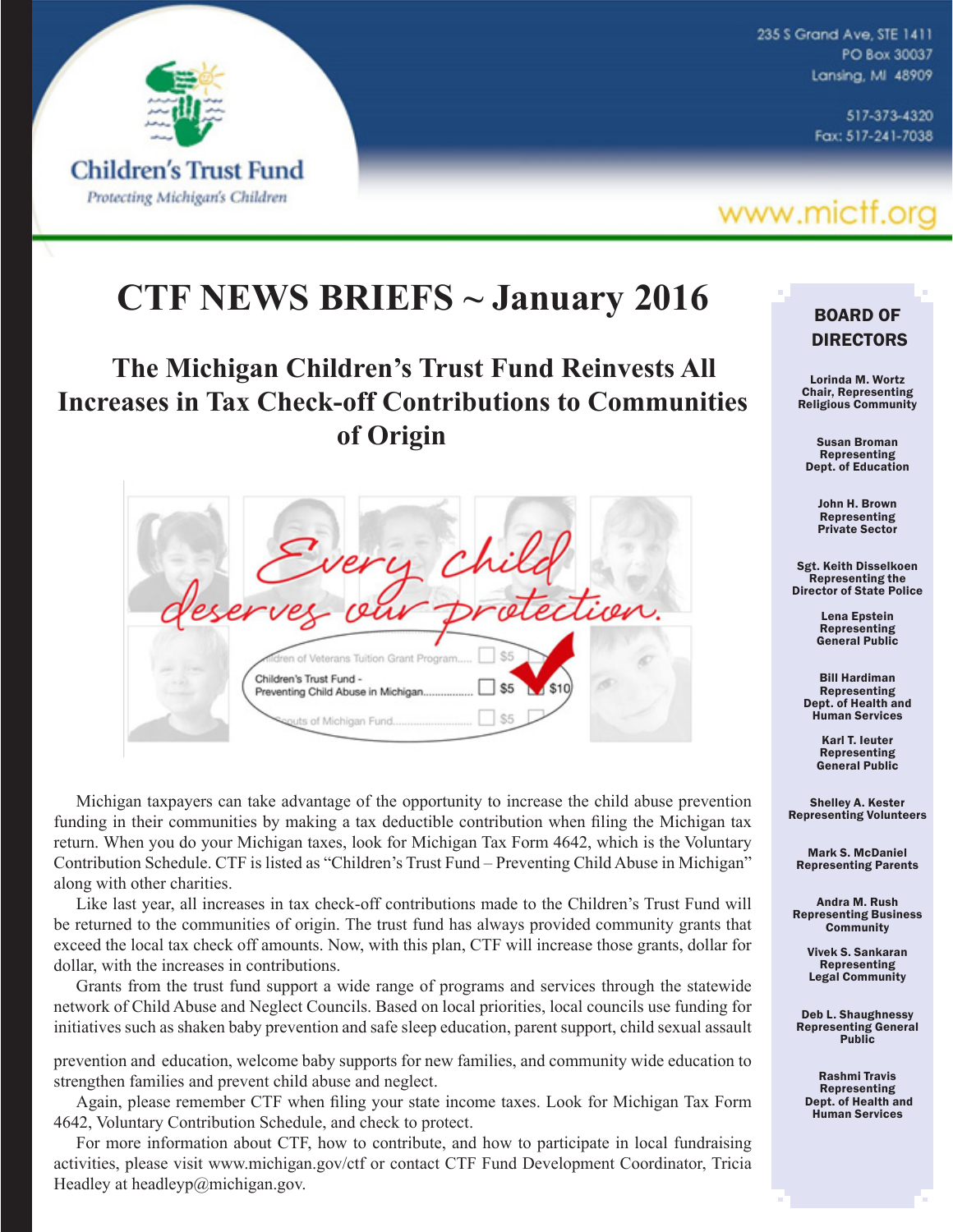# Children's Trust Fund

*Protecting Michigan's Children*

235 S Grand Ave, STE 1411
PO Box 30037
Lansing, MI 48909

517-373-4320
Fax: 517-241-7038

www.mictf.org

# CTF NEWS BRIEFS ~ January 2016

## The Michigan Children's Trust Fund Reinvests All Increases in Tax Check-off Contributions to Communities of Origin

Every child deserves our protection.

Michigan taxpayers can take advantage of the opportunity to increase the child abuse prevention funding in their communities by making a tax deductible contribution when filing the Michigan tax return. When you do your Michigan taxes, look for Michigan Tax Form 4642, which is the Voluntary Contribution Schedule. CTF is listed as "Children's Trust Fund – Preventing Child Abuse in Michigan" along with other charities.

Like last year, all increases in tax check-off contributions made to the Children's Trust Fund will be returned to the communities of origin. The trust fund has always provided community grants that exceed the local tax check off amounts. Now, with this plan, CTF will increase those grants, dollar for dollar, with the increases in contributions.

Grants from the trust fund support a wide range of programs and services through the statewide network of Child Abuse and Neglect Councils. Based on local priorities, local councils use funding for initiatives such as shaken baby prevention and safe sleep education, parent support, child sexual assault prevention and education, welcome baby supports for new families, and community wide education to strengthen families and prevent child abuse and neglect.

Again, please remember CTF when filing your state income taxes. Look for Michigan Tax Form 4642, Voluntary Contribution Schedule, and check to protect.

For more information about CTF, how to contribute, and how to participate in local fundraising activities, please visit www.michigan.gov/ctf or contact CTF Fund Development Coordinator, Tricia Headley at headleyp@michigan.gov.

### BOARD OF DIRECTORS

**Lorinda M. Wortz**
Chair, Representing Religious Community

**Susan Broman**
Representing Dept. of Education

**John H. Brown**
Representing Private Sector

**Sgt. Keith Disselkoen**
Representing the Director of State Police

**Lena Epstein**
Representing General Public

**Bill Hardiman**
Representing Dept. of Health and Human Services

**Karl T. Ieuter**
Representing General Public

**Shelley A. Kester**
Representing Volunteers

**Mark S. McDaniel**
Representing Parents

**Andra M. Rush**
Representing Business Community

**Vivek S. Sankaran**
Representing Legal Community

**Deb L. Shaughnessy**
Representing General Public

**Rashmi Travis**
Representing Dept. of Health and Human Services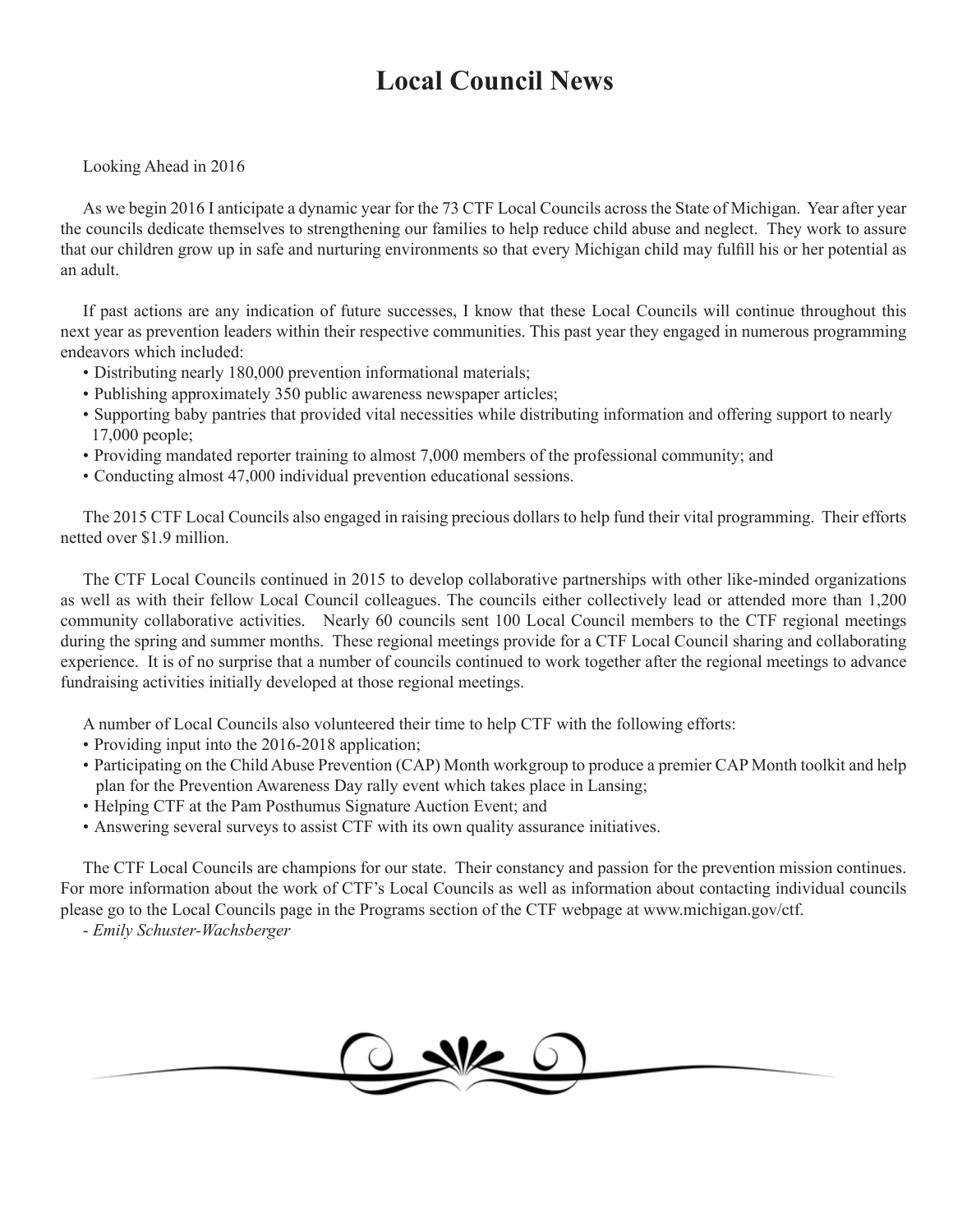# Local Council News

Looking Ahead in 2016

As we begin 2016 I anticipate a dynamic year for the 73 CTF Local Councils across the State of Michigan. Year after year the councils dedicate themselves to strengthening our families to help reduce child abuse and neglect. They work to assure that our children grow up in safe and nurturing environments so that every Michigan child may fulfill his or her potential as an adult.

If past actions are any indication of future successes, I know that these Local Councils will continue throughout this next year as prevention leaders within their respective communities. This past year they engaged in numerous programming endeavors which included:

- Distributing nearly 180,000 prevention informational materials;
- Publishing approximately 350 public awareness newspaper articles;
- Supporting baby pantries that provided vital necessities while distributing information and offering support to nearly 17,000 people;
- Providing mandated reporter training to almost 7,000 members of the professional community; and
- Conducting almost 47,000 individual prevention educational sessions.

The 2015 CTF Local Councils also engaged in raising precious dollars to help fund their vital programming. Their efforts netted over $1.9 million.

The CTF Local Councils continued in 2015 to develop collaborative partnerships with other like-minded organizations as well as with their fellow Local Council colleagues. The councils either collectively lead or attended more than 1,200 community collaborative activities. Nearly 60 councils sent 100 Local Council members to the CTF regional meetings during the spring and summer months. These regional meetings provide for a CTF Local Council sharing and collaborating experience. It is of no surprise that a number of councils continued to work together after the regional meetings to advance fundraising activities initially developed at those regional meetings.

A number of Local Councils also volunteered their time to help CTF with the following efforts:

- Providing input into the 2016-2018 application;
- Participating on the Child Abuse Prevention (CAP) Month workgroup to produce a premier CAP Month toolkit and help plan for the Prevention Awareness Day rally event which takes place in Lansing;
- Helping CTF at the Pam Posthumus Signature Auction Event; and
- Answering several surveys to assist CTF with its own quality assurance initiatives.

The CTF Local Councils are champions for our state. Their constancy and passion for the prevention mission continues. For more information about the work of CTF's Local Councils as well as information about contacting individual councils please go to the Local Councils page in the Programs section of the CTF webpage at www.michigan.gov/ctf.

*- Emily Schuster-Wachsberger*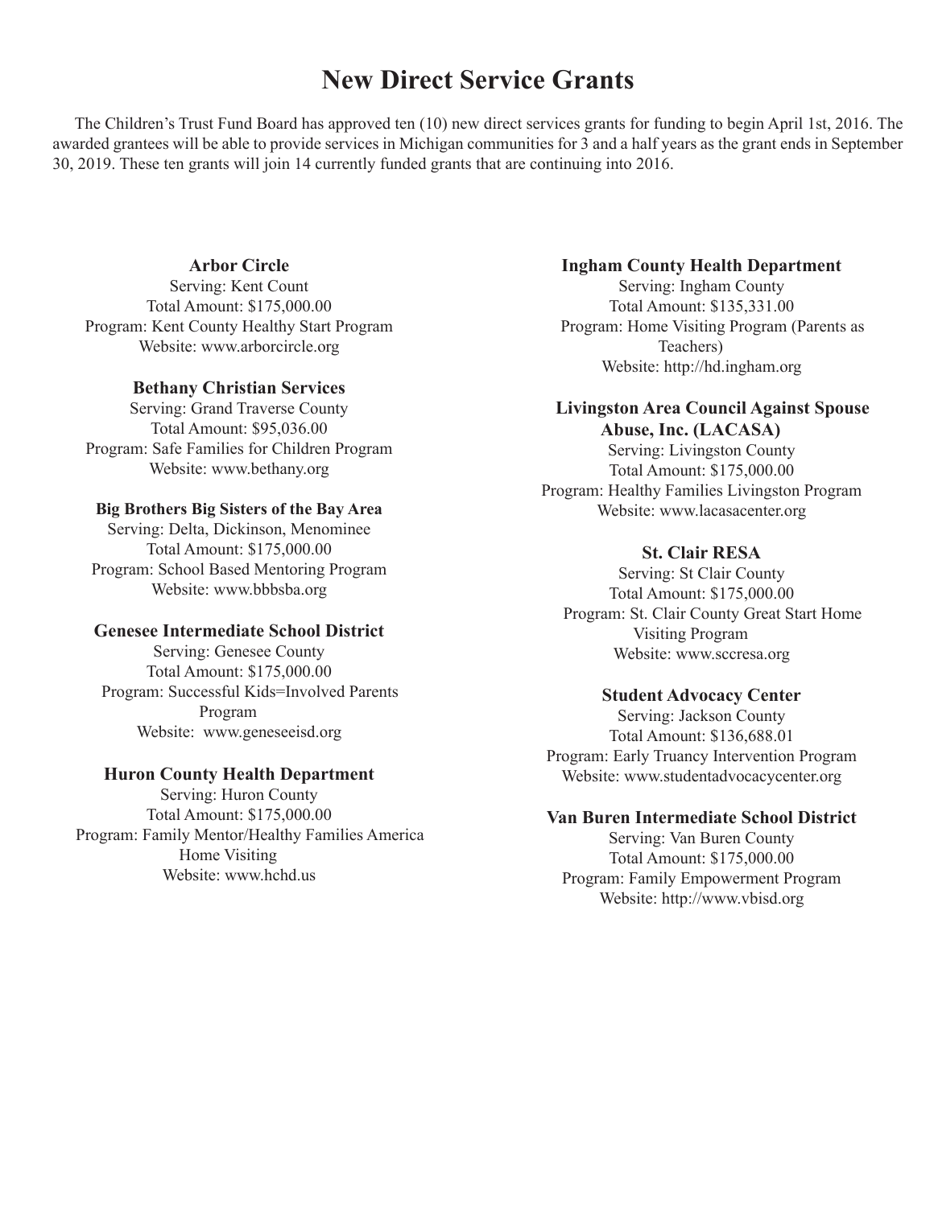# New Direct Service Grants

The Children's Trust Fund Board has approved ten (10) new direct services grants for funding to begin April 1st, 2016. The awarded grantees will be able to provide services in Michigan communities for 3 and a half years as the grant ends in September 30, 2019. These ten grants will join 14 currently funded grants that are continuing into 2016.

**Arbor Circle**
Serving: Kent Count
Total Amount: $175,000.00
Program: Kent County Healthy Start Program
Website: www.arborcircle.org

**Bethany Christian Services**
Serving: Grand Traverse County
Total Amount: $95,036.00
Program: Safe Families for Children Program
Website: www.bethany.org

**Big Brothers Big Sisters of the Bay Area**
Serving: Delta, Dickinson, Menominee
Total Amount: $175,000.00
Program: School Based Mentoring Program
Website: www.bbbsba.org

**Genesee Intermediate School District**
Serving: Genesee County
Total Amount: $175,000.00
Program: Successful Kids=Involved Parents Program
Website: www.geneseeisd.org

**Huron County Health Department**
Serving: Huron County
Total Amount: $175,000.00
Program: Family Mentor/Healthy Families America Home Visiting
Website: www.hchd.us

**Ingham County Health Department**
Serving: Ingham County
Total Amount: $135,331.00
Program: Home Visiting Program (Parents as Teachers)
Website: http://hd.ingham.org

**Livingston Area Council Against Spouse Abuse, Inc. (LACASA)**
Serving: Livingston County
Total Amount: $175,000.00
Program: Healthy Families Livingston Program
Website: www.lacasacenter.org

**St. Clair RESA**
Serving: St Clair County
Total Amount: $175,000.00
Program: St. Clair County Great Start Home Visiting Program
Website: www.sccresa.org

**Student Advocacy Center**
Serving: Jackson County
Total Amount: $136,688.01
Program: Early Truancy Intervention Program
Website: www.studentadvocacycenter.org

**Van Buren Intermediate School District**
Serving: Van Buren County
Total Amount: $175,000.00
Program: Family Empowerment Program
Website: http://www.vbisd.org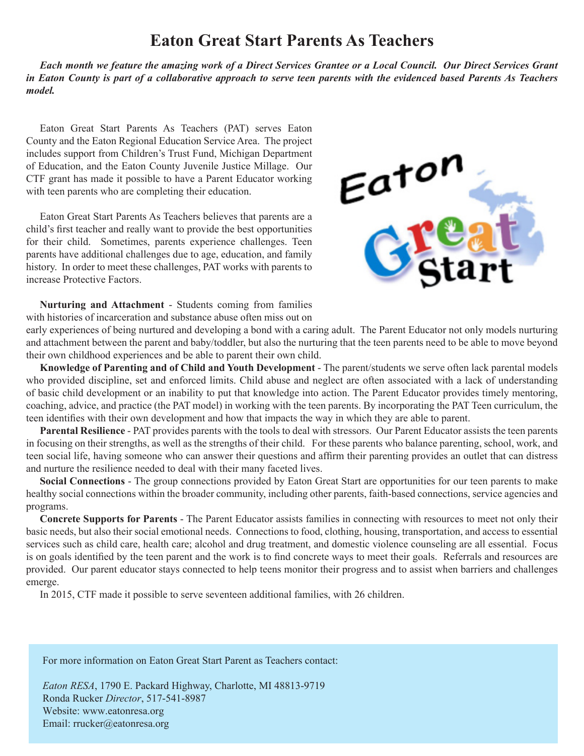# Eaton Great Start Parents As Teachers

***Each month we feature the amazing work of a Direct Services Grantee or a Local Council. Our Direct Services Grant in Eaton County is part of a collaborative approach to serve teen parents with the evidenced based Parents As Teachers model.***

Eaton Great Start Parents As Teachers (PAT) serves Eaton County and the Eaton Regional Education Service Area. The project includes support from Children's Trust Fund, Michigan Department of Education, and the Eaton County Juvenile Justice Millage. Our CTF grant has made it possible to have a Parent Educator working with teen parents who are completing their education.

Eaton Great Start Parents As Teachers believes that parents are a child's first teacher and really want to provide the best opportunities for their child. Sometimes, parents experience challenges. Teen parents have additional challenges due to age, education, and family history. In order to meet these challenges, PAT works with parents to increase Protective Factors.

**Nurturing and Attachment** - Students coming from families with histories of incarceration and substance abuse often miss out on early experiences of being nurtured and developing a bond with a caring adult. The Parent Educator not only models nurturing and attachment between the parent and baby/toddler, but also the nurturing that the teen parents need to be able to move beyond their own childhood experiences and be able to parent their own child.

**Knowledge of Parenting and of Child and Youth Development** - The parent/students we serve often lack parental models who provided discipline, set and enforced limits. Child abuse and neglect are often associated with a lack of understanding of basic child development or an inability to put that knowledge into action. The Parent Educator provides timely mentoring, coaching, advice, and practice (the PAT model) in working with the teen parents. By incorporating the PAT Teen curriculum, the teen identifies with their own development and how that impacts the way in which they are able to parent.

**Parental Resilience** - PAT provides parents with the tools to deal with stressors. Our Parent Educator assists the teen parents in focusing on their strengths, as well as the strengths of their child. For these parents who balance parenting, school, work, and teen social life, having someone who can answer their questions and affirm their parenting provides an outlet that can distress and nurture the resilience needed to deal with their many faceted lives.

**Social Connections** - The group connections provided by Eaton Great Start are opportunities for our teen parents to make healthy social connections within the broader community, including other parents, faith-based connections, service agencies and programs.

**Concrete Supports for Parents** - The Parent Educator assists families in connecting with resources to meet not only their basic needs, but also their social emotional needs. Connections to food, clothing, housing, transportation, and access to essential services such as child care, health care; alcohol and drug treatment, and domestic violence counseling are all essential. Focus is on goals identified by the teen parent and the work is to find concrete ways to meet their goals. Referrals and resources are provided. Our parent educator stays connected to help teens monitor their progress and to assist when barriers and challenges emerge.

In 2015, CTF made it possible to serve seventeen additional families, with 26 children.

For more information on Eaton Great Start Parent as Teachers contact:

*Eaton RESA*, 1790 E. Packard Highway, Charlotte, MI 48813-9719
Ronda Rucker *Director*, 517-541-8987
Website: www.eatonresa.org
Email: rrucker@eatonresa.org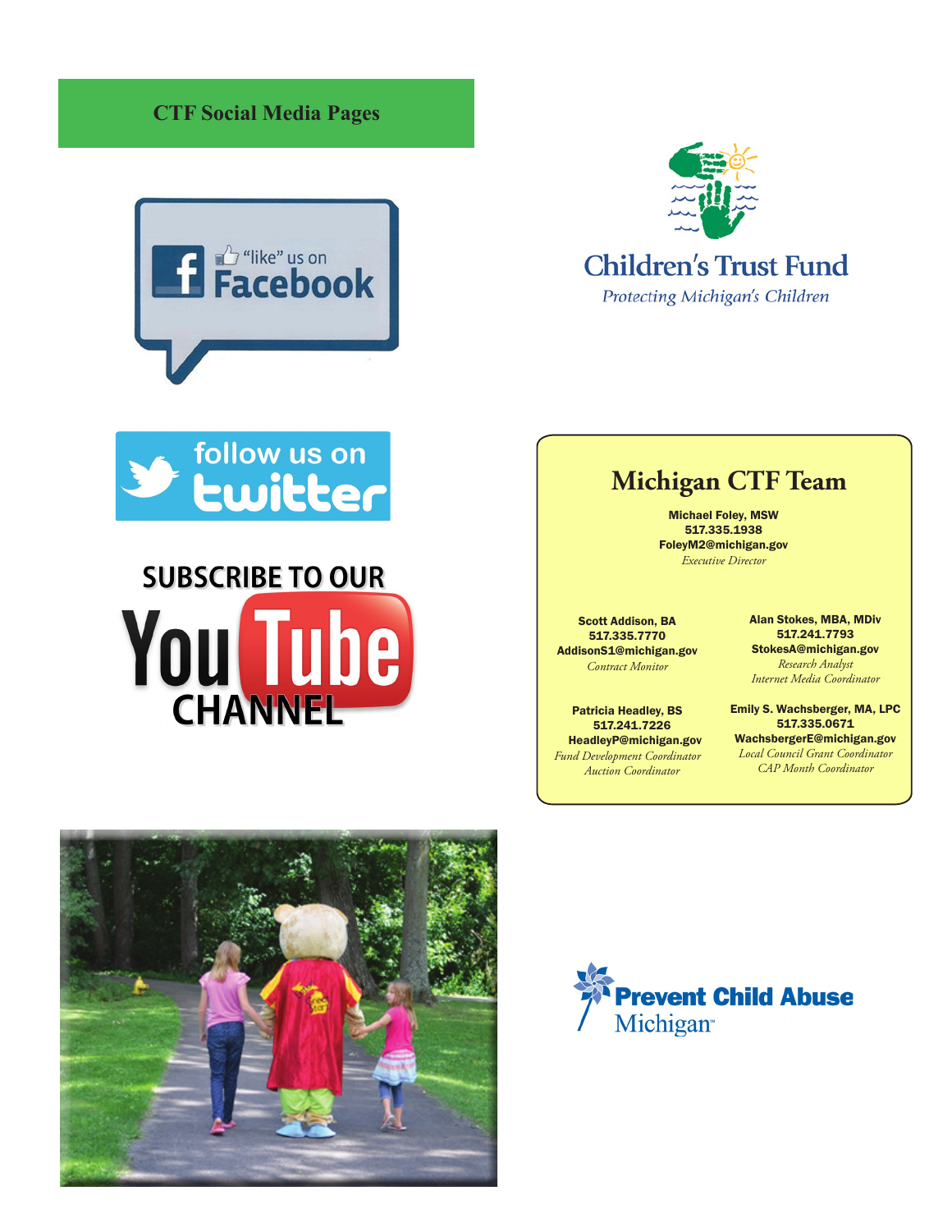## CTF Social Media Pages

"like" us on Facebook

follow us on twitter

SUBSCRIBE TO OUR YouTube CHANNEL

Children's Trust Fund

*Protecting Michigan's Children*

## Michigan CTF Team

**Michael Foley, MSW**
**517.335.1938**
**FoleyM2@michigan.gov**
*Executive Director*

**Scott Addison, BA**
**517.335.7770**
**AddisonS1@michigan.gov**
*Contract Monitor*

**Alan Stokes, MBA, MDiv**
**517.241.7793**
**StokesA@michigan.gov**
*Research Analyst*
*Internet Media Coordinator*

**Patricia Headley, BS**
**517.241.7226**
**HeadleyP@michigan.gov**
*Fund Development Coordinator*
*Auction Coordinator*

**Emily S. Wachsberger, MA, LPC**
**517.335.0671**
**WachsbergerE@michigan.gov**
*Local Council Grant Coordinator*
*CAP Month Coordinator*

Prevent Child Abuse Michigan™